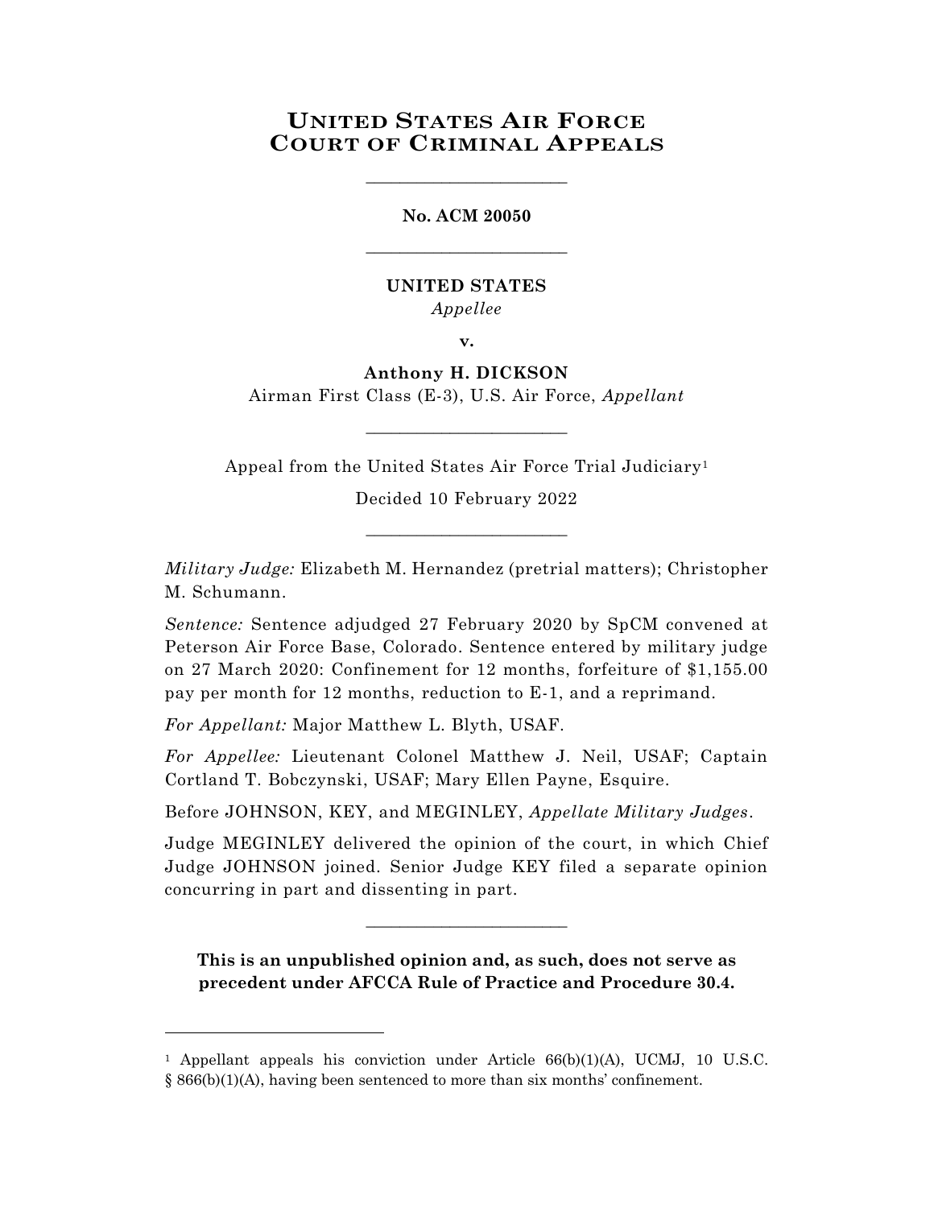# United States Air Force Court of Criminal Appeals

________________________

**No. ACM 20050**

________________________

**UNITED STATES**

*Appellee*

**v.**

**Anthony H. DICKSON**

Airman First Class (E-3), U.S. Air Force, *Appellant*

________________________

Appeal from the United States Air Force Trial Judiciary[1]

Decided 10 February 2022

________________________

*Military Judge:* Elizabeth M. Hernandez (pretrial matters); Christopher M. Schumann.

*Sentence:* Sentence adjudged 27 February 2020 by SpCM convened at Peterson Air Force Base, Colorado. Sentence entered by military judge on 27 March 2020: Confinement for 12 months, forfeiture of $1,155.00 pay per month for 12 months, reduction to E-1, and a reprimand.

*For Appellant:* Major Matthew L. Blyth, USAF.

*For Appellee:* Lieutenant Colonel Matthew J. Neil, USAF; Captain Cortland T. Bobczynski, USAF; Mary Ellen Payne, Esquire.

Before JOHNSON, KEY, and MEGINLEY, *Appellate Military Judges*.

Judge MEGINLEY delivered the opinion of the court, in which Chief Judge JOHNSON joined. Senior Judge KEY filed a separate opinion concurring in part and dissenting in part.

________________________

**This is an unpublished opinion and, as such, does not serve as precedent under AFCCA Rule of Practice and Procedure 30.4.**

---

[1] Appellant appeals his conviction under Article 66(b)(1)(A), UCMJ, 10 U.S.C. § 866(b)(1)(A), having been sentenced to more than six months' confinement.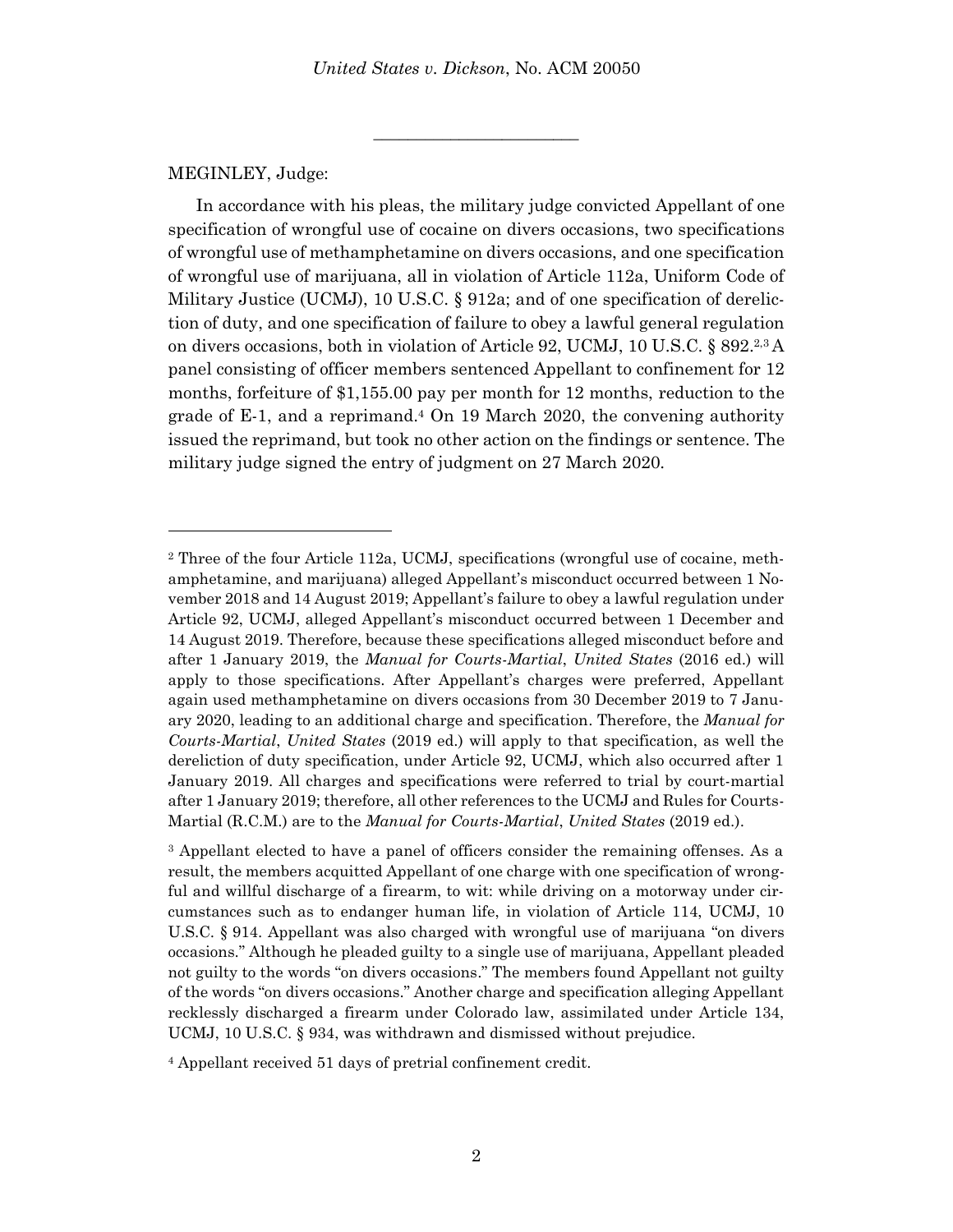---

MEGINLEY, Judge:

In accordance with his pleas, the military judge convicted Appellant of one specification of wrongful use of cocaine on divers occasions, two specifications of wrongful use of methamphetamine on divers occasions, and one specification of wrongful use of marijuana, all in violation of Article 112a, Uniform Code of Military Justice (UCMJ), 10 U.S.C. § 912a; and of one specification of dereliction of duty, and one specification of failure to obey a lawful general regulation on divers occasions, both in violation of Article 92, UCMJ, 10 U.S.C. § 892.[2,3] A panel consisting of officer members sentenced Appellant to confinement for 12 months, forfeiture of $1,155.00 pay per month for 12 months, reduction to the grade of E-1, and a reprimand.[4] On 19 March 2020, the convening authority issued the reprimand, but took no other action on the findings or sentence. The military judge signed the entry of judgment on 27 March 2020.

---

[2] Three of the four Article 112a, UCMJ, specifications (wrongful use of cocaine, methamphetamine, and marijuana) alleged Appellant's misconduct occurred between 1 November 2018 and 14 August 2019; Appellant's failure to obey a lawful regulation under Article 92, UCMJ, alleged Appellant's misconduct occurred between 1 December and 14 August 2019. Therefore, because these specifications alleged misconduct before and after 1 January 2019, the *Manual for Courts-Martial*, *United States* (2016 ed.) will apply to those specifications. After Appellant's charges were preferred, Appellant again used methamphetamine on divers occasions from 30 December 2019 to 7 January 2020, leading to an additional charge and specification. Therefore, the *Manual for Courts-Martial*, *United States* (2019 ed.) will apply to that specification, as well the dereliction of duty specification, under Article 92, UCMJ, which also occurred after 1 January 2019. All charges and specifications were referred to trial by court-martial after 1 January 2019; therefore, all other references to the UCMJ and Rules for Courts-Martial (R.C.M.) are to the *Manual for Courts-Martial*, *United States* (2019 ed.).

[3] Appellant elected to have a panel of officers consider the remaining offenses. As a result, the members acquitted Appellant of one charge with one specification of wrongful and willful discharge of a firearm, to wit: while driving on a motorway under circumstances such as to endanger human life, in violation of Article 114, UCMJ, 10 U.S.C. § 914. Appellant was also charged with wrongful use of marijuana "on divers occasions." Although he pleaded guilty to a single use of marijuana, Appellant pleaded not guilty to the words "on divers occasions." The members found Appellant not guilty of the words "on divers occasions." Another charge and specification alleging Appellant recklessly discharged a firearm under Colorado law, assimilated under Article 134, UCMJ, 10 U.S.C. § 934, was withdrawn and dismissed without prejudice.

[4] Appellant received 51 days of pretrial confinement credit.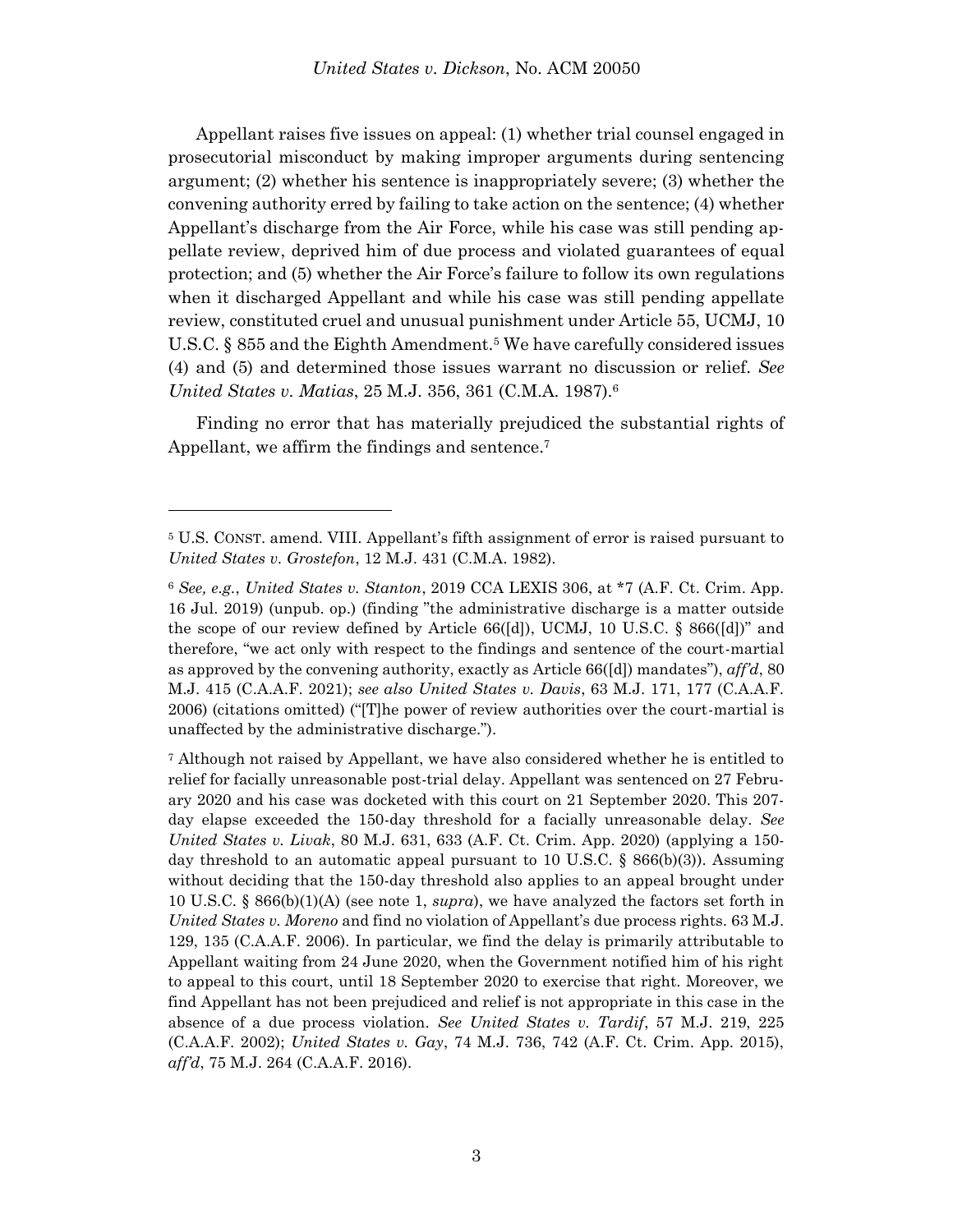Appellant raises five issues on appeal: (1) whether trial counsel engaged in prosecutorial misconduct by making improper arguments during sentencing argument; (2) whether his sentence is inappropriately severe; (3) whether the convening authority erred by failing to take action on the sentence; (4) whether Appellant's discharge from the Air Force, while his case was still pending appellate review, deprived him of due process and violated guarantees of equal protection; and (5) whether the Air Force's failure to follow its own regulations when it discharged Appellant and while his case was still pending appellate review, constituted cruel and unusual punishment under Article 55, UCMJ, 10 U.S.C. § 855 and the Eighth Amendment.[5] We have carefully considered issues (4) and (5) and determined those issues warrant no discussion or relief. *See United States v. Matias*, 25 M.J. 356, 361 (C.M.A. 1987).[6]

Finding no error that has materially prejudiced the substantial rights of Appellant, we affirm the findings and sentence.[7]

---

[5] U.S. CONST. amend. VIII. Appellant's fifth assignment of error is raised pursuant to *United States v. Grostefon*, 12 M.J. 431 (C.M.A. 1982).

[6] *See, e.g.*, *United States v. Stanton*, 2019 CCA LEXIS 306, at *7 (A.F. Ct. Crim. App. 16 Jul. 2019) (unpub. op.) (finding "the administrative discharge is a matter outside the scope of our review defined by Article 66([d]), UCMJ, 10 U.S.C. § 866([d])" and therefore, "we act only with respect to the findings and sentence of the court-martial as approved by the convening authority, exactly as Article 66([d]) mandates"), *aff'd*, 80 M.J. 415 (C.A.A.F. 2021); *see also United States v. Davis*, 63 M.J. 171, 177 (C.A.A.F. 2006) (citations omitted) ("[T]he power of review authorities over the court-martial is unaffected by the administrative discharge.").

[7] Although not raised by Appellant, we have also considered whether he is entitled to relief for facially unreasonable post-trial delay. Appellant was sentenced on 27 February 2020 and his case was docketed with this court on 21 September 2020. This 207-day elapse exceeded the 150-day threshold for a facially unreasonable delay. *See United States v. Livak*, 80 M.J. 631, 633 (A.F. Ct. Crim. App. 2020) (applying a 150-day threshold to an automatic appeal pursuant to 10 U.S.C. § 866(b)(3)). Assuming without deciding that the 150-day threshold also applies to an appeal brought under 10 U.S.C. § 866(b)(1)(A) (see note 1, *supra*), we have analyzed the factors set forth in *United States v. Moreno* and find no violation of Appellant's due process rights. 63 M.J. 129, 135 (C.A.A.F. 2006). In particular, we find the delay is primarily attributable to Appellant waiting from 24 June 2020, when the Government notified him of his right to appeal to this court, until 18 September 2020 to exercise that right. Moreover, we find Appellant has not been prejudiced and relief is not appropriate in this case in the absence of a due process violation. *See United States v. Tardif*, 57 M.J. 219, 225 (C.A.A.F. 2002); *United States v. Gay*, 74 M.J. 736, 742 (A.F. Ct. Crim. App. 2015), *aff'd*, 75 M.J. 264 (C.A.A.F. 2016).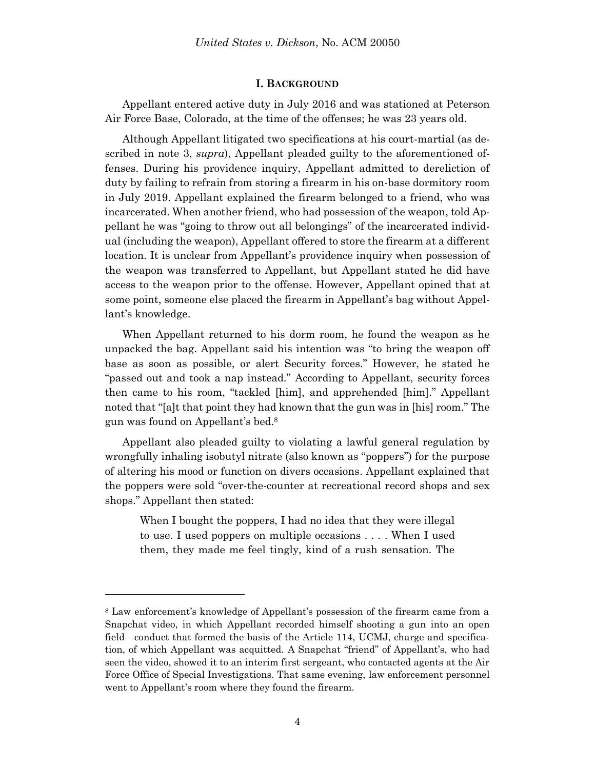## I. BACKGROUND

Appellant entered active duty in July 2016 and was stationed at Peterson Air Force Base, Colorado, at the time of the offenses; he was 23 years old.

Although Appellant litigated two specifications at his court-martial (as described in note 3, *supra*), Appellant pleaded guilty to the aforementioned offenses. During his providence inquiry, Appellant admitted to dereliction of duty by failing to refrain from storing a firearm in his on-base dormitory room in July 2019. Appellant explained the firearm belonged to a friend, who was incarcerated. When another friend, who had possession of the weapon, told Appellant he was "going to throw out all belongings" of the incarcerated individual (including the weapon), Appellant offered to store the firearm at a different location. It is unclear from Appellant's providence inquiry when possession of the weapon was transferred to Appellant, but Appellant stated he did have access to the weapon prior to the offense. However, Appellant opined that at some point, someone else placed the firearm in Appellant's bag without Appellant's knowledge.

When Appellant returned to his dorm room, he found the weapon as he unpacked the bag. Appellant said his intention was "to bring the weapon off base as soon as possible, or alert Security forces." However, he stated he "passed out and took a nap instead." According to Appellant, security forces then came to his room, "tackled [him], and apprehended [him]." Appellant noted that "[a]t that point they had known that the gun was in [his] room." The gun was found on Appellant's bed.[8]

Appellant also pleaded guilty to violating a lawful general regulation by wrongfully inhaling isobutyl nitrate (also known as "poppers") for the purpose of altering his mood or function on divers occasions. Appellant explained that the poppers were sold "over-the-counter at recreational record shops and sex shops." Appellant then stated:

> When I bought the poppers, I had no idea that they were illegal to use. I used poppers on multiple occasions . . . . When I used them, they made me feel tingly, kind of a rush sensation. The

---

[8] Law enforcement's knowledge of Appellant's possession of the firearm came from a Snapchat video, in which Appellant recorded himself shooting a gun into an open field—conduct that formed the basis of the Article 114, UCMJ, charge and specification, of which Appellant was acquitted. A Snapchat "friend" of Appellant's, who had seen the video, showed it to an interim first sergeant, who contacted agents at the Air Force Office of Special Investigations. That same evening, law enforcement personnel went to Appellant's room where they found the firearm.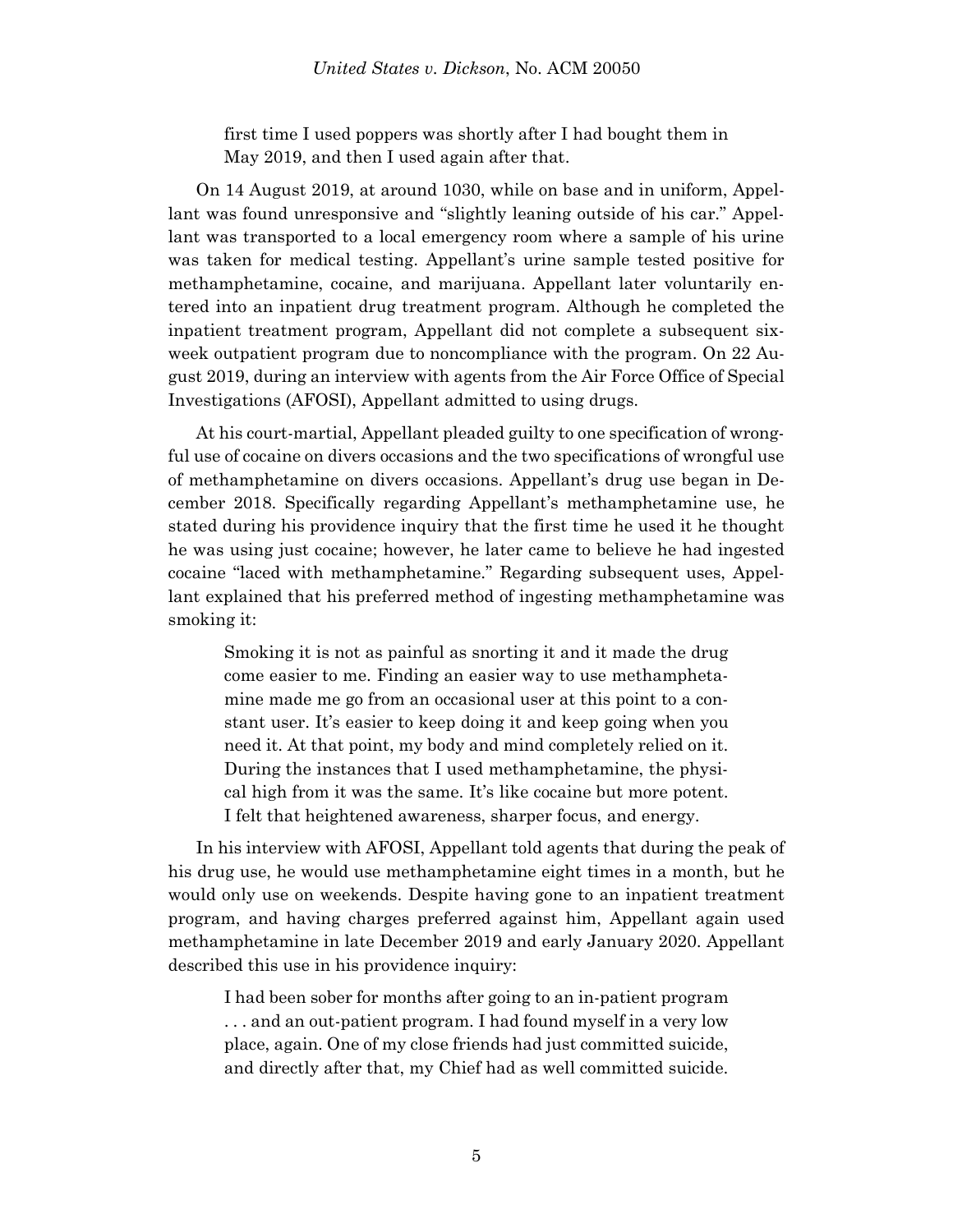> first time I used poppers was shortly after I had bought them in May 2019, and then I used again after that.

On 14 August 2019, at around 1030, while on base and in uniform, Appellant was found unresponsive and "slightly leaning outside of his car." Appellant was transported to a local emergency room where a sample of his urine was taken for medical testing. Appellant's urine sample tested positive for methamphetamine, cocaine, and marijuana. Appellant later voluntarily entered into an inpatient drug treatment program. Although he completed the inpatient treatment program, Appellant did not complete a subsequent six-week outpatient program due to noncompliance with the program. On 22 August 2019, during an interview with agents from the Air Force Office of Special Investigations (AFOSI), Appellant admitted to using drugs.

At his court-martial, Appellant pleaded guilty to one specification of wrongful use of cocaine on divers occasions and the two specifications of wrongful use of methamphetamine on divers occasions. Appellant's drug use began in December 2018. Specifically regarding Appellant's methamphetamine use, he stated during his providence inquiry that the first time he used it he thought he was using just cocaine; however, he later came to believe he had ingested cocaine "laced with methamphetamine." Regarding subsequent uses, Appellant explained that his preferred method of ingesting methamphetamine was smoking it:

> Smoking it is not as painful as snorting it and it made the drug come easier to me. Finding an easier way to use methamphetamine made me go from an occasional user at this point to a constant user. It's easier to keep doing it and keep going when you need it. At that point, my body and mind completely relied on it. During the instances that I used methamphetamine, the physical high from it was the same. It's like cocaine but more potent. I felt that heightened awareness, sharper focus, and energy.

In his interview with AFOSI, Appellant told agents that during the peak of his drug use, he would use methamphetamine eight times in a month, but he would only use on weekends. Despite having gone to an inpatient treatment program, and having charges preferred against him, Appellant again used methamphetamine in late December 2019 and early January 2020. Appellant described this use in his providence inquiry:

> I had been sober for months after going to an in-patient program . . . and an out-patient program. I had found myself in a very low place, again. One of my close friends had just committed suicide, and directly after that, my Chief had as well committed suicide.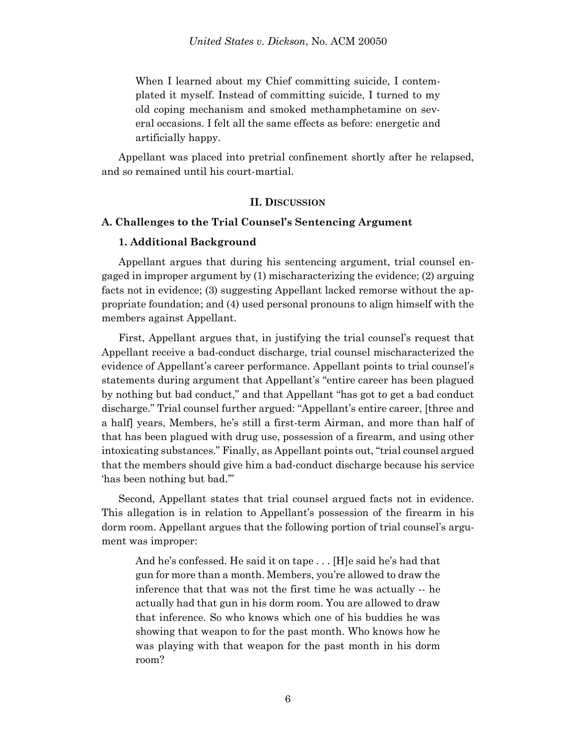> When I learned about my Chief committing suicide, I contemplated it myself. Instead of committing suicide, I turned to my old coping mechanism and smoked methamphetamine on several occasions. I felt all the same effects as before: energetic and artificially happy.

Appellant was placed into pretrial confinement shortly after he relapsed, and so remained until his court-martial.

## II. DISCUSSION

### A. Challenges to the Trial Counsel's Sentencing Argument

#### 1. Additional Background

Appellant argues that during his sentencing argument, trial counsel engaged in improper argument by (1) mischaracterizing the evidence; (2) arguing facts not in evidence; (3) suggesting Appellant lacked remorse without the appropriate foundation; and (4) used personal pronouns to align himself with the members against Appellant.

First, Appellant argues that, in justifying the trial counsel's request that Appellant receive a bad-conduct discharge, trial counsel mischaracterized the evidence of Appellant's career performance. Appellant points to trial counsel's statements during argument that Appellant's "entire career has been plagued by nothing but bad conduct," and that Appellant "has got to get a bad conduct discharge." Trial counsel further argued: "Appellant's entire career, [three and a half] years, Members, he's still a first-term Airman, and more than half of that has been plagued with drug use, possession of a firearm, and using other intoxicating substances." Finally, as Appellant points out, "trial counsel argued that the members should give him a bad-conduct discharge because his service 'has been nothing but bad.'"

Second, Appellant states that trial counsel argued facts not in evidence. This allegation is in relation to Appellant's possession of the firearm in his dorm room. Appellant argues that the following portion of trial counsel's argument was improper:

> And he's confessed. He said it on tape . . . [H]e said he's had that gun for more than a month. Members, you're allowed to draw the inference that that was not the first time he was actually -- he actually had that gun in his dorm room. You are allowed to draw that inference. So who knows which one of his buddies he was showing that weapon to for the past month. Who knows how he was playing with that weapon for the past month in his dorm room?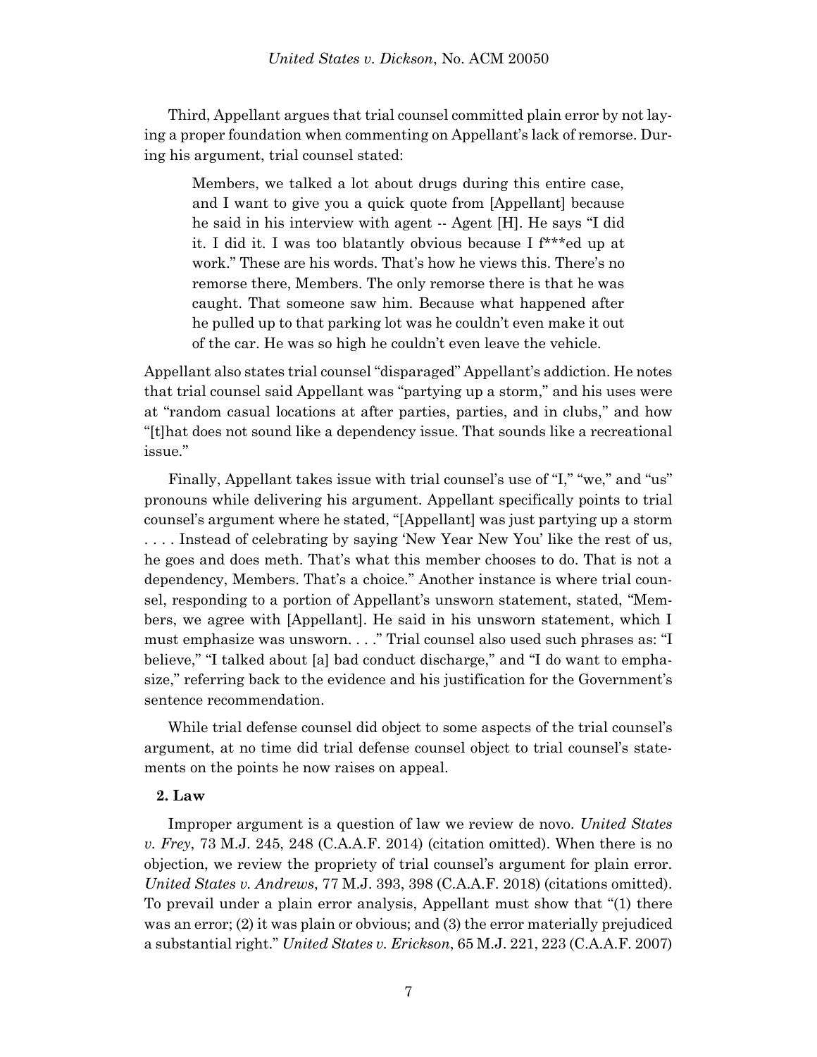Third, Appellant argues that trial counsel committed plain error by not laying a proper foundation when commenting on Appellant's lack of remorse. During his argument, trial counsel stated:

> Members, we talked a lot about drugs during this entire case, and I want to give you a quick quote from [Appellant] because he said in his interview with agent -- Agent [H]. He says "I did it. I did it. I was too blatantly obvious because I f***ed up at work." These are his words. That's how he views this. There's no remorse there, Members. The only remorse there is that he was caught. That someone saw him. Because what happened after he pulled up to that parking lot was he couldn't even make it out of the car. He was so high he couldn't even leave the vehicle.

Appellant also states trial counsel "disparaged" Appellant's addiction. He notes that trial counsel said Appellant was "partying up a storm," and his uses were at "random casual locations at after parties, parties, and in clubs," and how "[t]hat does not sound like a dependency issue. That sounds like a recreational issue."

Finally, Appellant takes issue with trial counsel's use of "I," "we," and "us" pronouns while delivering his argument. Appellant specifically points to trial counsel's argument where he stated, "[Appellant] was just partying up a storm . . . . Instead of celebrating by saying 'New Year New You' like the rest of us, he goes and does meth. That's what this member chooses to do. That is not a dependency, Members. That's a choice." Another instance is where trial counsel, responding to a portion of Appellant's unsworn statement, stated, "Members, we agree with [Appellant]. He said in his unsworn statement, which I must emphasize was unsworn. . . ." Trial counsel also used such phrases as: "I believe," "I talked about [a] bad conduct discharge," and "I do want to emphasize," referring back to the evidence and his justification for the Government's sentence recommendation.

While trial defense counsel did object to some aspects of the trial counsel's argument, at no time did trial defense counsel object to trial counsel's statements on the points he now raises on appeal.

**2. Law**

Improper argument is a question of law we review de novo. *United States v. Frey*, 73 M.J. 245, 248 (C.A.A.F. 2014) (citation omitted). When there is no objection, we review the propriety of trial counsel's argument for plain error. *United States v. Andrews*, 77 M.J. 393, 398 (C.A.A.F. 2018) (citations omitted). To prevail under a plain error analysis, Appellant must show that "(1) there was an error; (2) it was plain or obvious; and (3) the error materially prejudiced a substantial right." *United States v. Erickson*, 65 M.J. 221, 223 (C.A.A.F. 2007)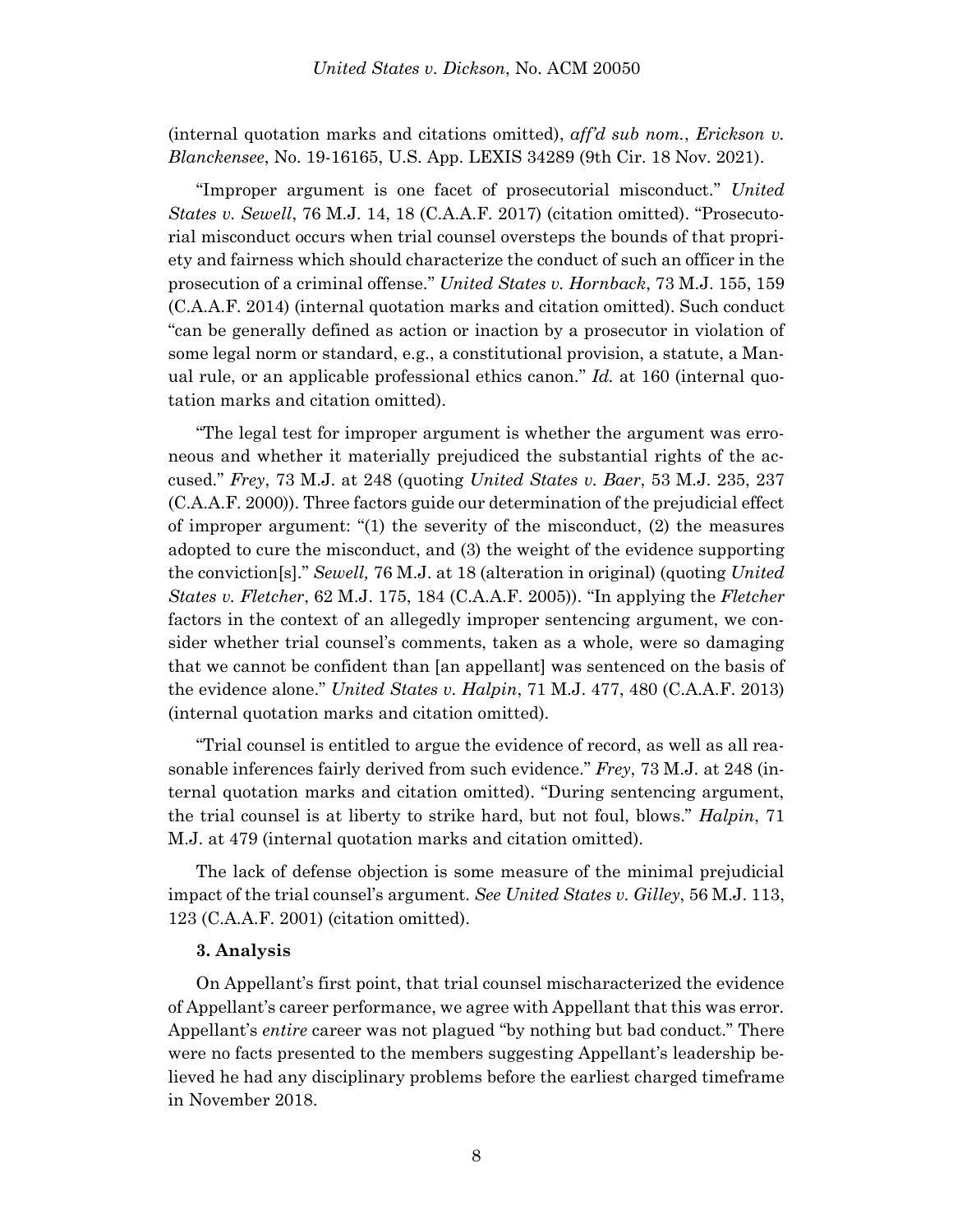(internal quotation marks and citations omitted), *aff'd sub nom.*, *Erickson v. Blanckensee*, No. 19-16165, U.S. App. LEXIS 34289 (9th Cir. 18 Nov. 2021).

"Improper argument is one facet of prosecutorial misconduct." *United States v. Sewell*, 76 M.J. 14, 18 (C.A.A.F. 2017) (citation omitted). "Prosecutorial misconduct occurs when trial counsel oversteps the bounds of that propriety and fairness which should characterize the conduct of such an officer in the prosecution of a criminal offense." *United States v. Hornback*, 73 M.J. 155, 159 (C.A.A.F. 2014) (internal quotation marks and citation omitted). Such conduct "can be generally defined as action or inaction by a prosecutor in violation of some legal norm or standard, e.g., a constitutional provision, a statute, a Manual rule, or an applicable professional ethics canon." *Id.* at 160 (internal quotation marks and citation omitted).

"The legal test for improper argument is whether the argument was erroneous and whether it materially prejudiced the substantial rights of the accused." *Frey*, 73 M.J. at 248 (quoting *United States v. Baer*, 53 M.J. 235, 237 (C.A.A.F. 2000)). Three factors guide our determination of the prejudicial effect of improper argument: "(1) the severity of the misconduct, (2) the measures adopted to cure the misconduct, and (3) the weight of the evidence supporting the conviction[s]." *Sewell,* 76 M.J. at 18 (alteration in original) (quoting *United States v. Fletcher*, 62 M.J. 175, 184 (C.A.A.F. 2005)). "In applying the *Fletcher* factors in the context of an allegedly improper sentencing argument, we consider whether trial counsel's comments, taken as a whole, were so damaging that we cannot be confident than [an appellant] was sentenced on the basis of the evidence alone." *United States v. Halpin*, 71 M.J. 477, 480 (C.A.A.F. 2013) (internal quotation marks and citation omitted).

"Trial counsel is entitled to argue the evidence of record, as well as all reasonable inferences fairly derived from such evidence." *Frey*, 73 M.J. at 248 (internal quotation marks and citation omitted). "During sentencing argument, the trial counsel is at liberty to strike hard, but not foul, blows." *Halpin*, 71 M.J. at 479 (internal quotation marks and citation omitted).

The lack of defense objection is some measure of the minimal prejudicial impact of the trial counsel's argument. *See United States v. Gilley*, 56 M.J. 113, 123 (C.A.A.F. 2001) (citation omitted).

**3. Analysis**

On Appellant's first point, that trial counsel mischaracterized the evidence of Appellant's career performance, we agree with Appellant that this was error. Appellant's *entire* career was not plagued "by nothing but bad conduct." There were no facts presented to the members suggesting Appellant's leadership believed he had any disciplinary problems before the earliest charged timeframe in November 2018.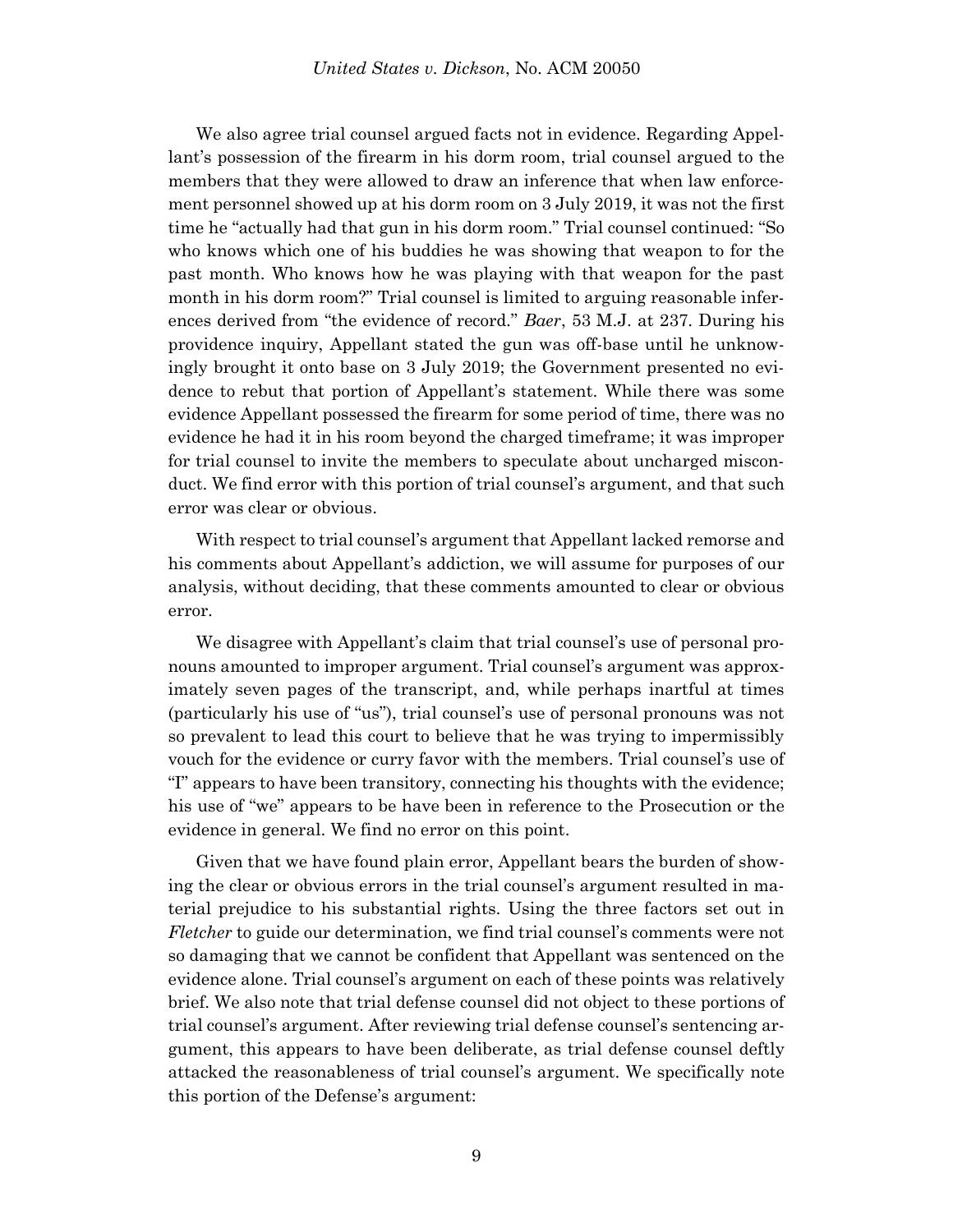We also agree trial counsel argued facts not in evidence. Regarding Appellant's possession of the firearm in his dorm room, trial counsel argued to the members that they were allowed to draw an inference that when law enforcement personnel showed up at his dorm room on 3 July 2019, it was not the first time he "actually had that gun in his dorm room." Trial counsel continued: "So who knows which one of his buddies he was showing that weapon to for the past month. Who knows how he was playing with that weapon for the past month in his dorm room?" Trial counsel is limited to arguing reasonable inferences derived from "the evidence of record." *Baer*, 53 M.J. at 237. During his providence inquiry, Appellant stated the gun was off-base until he unknowingly brought it onto base on 3 July 2019; the Government presented no evidence to rebut that portion of Appellant's statement. While there was some evidence Appellant possessed the firearm for some period of time, there was no evidence he had it in his room beyond the charged timeframe; it was improper for trial counsel to invite the members to speculate about uncharged misconduct. We find error with this portion of trial counsel's argument, and that such error was clear or obvious.

With respect to trial counsel's argument that Appellant lacked remorse and his comments about Appellant's addiction, we will assume for purposes of our analysis, without deciding, that these comments amounted to clear or obvious error.

We disagree with Appellant's claim that trial counsel's use of personal pronouns amounted to improper argument. Trial counsel's argument was approximately seven pages of the transcript, and, while perhaps inartful at times (particularly his use of "us"), trial counsel's use of personal pronouns was not so prevalent to lead this court to believe that he was trying to impermissibly vouch for the evidence or curry favor with the members. Trial counsel's use of "I" appears to have been transitory, connecting his thoughts with the evidence; his use of "we" appears to be have been in reference to the Prosecution or the evidence in general. We find no error on this point.

Given that we have found plain error, Appellant bears the burden of showing the clear or obvious errors in the trial counsel's argument resulted in material prejudice to his substantial rights. Using the three factors set out in *Fletcher* to guide our determination, we find trial counsel's comments were not so damaging that we cannot be confident that Appellant was sentenced on the evidence alone. Trial counsel's argument on each of these points was relatively brief. We also note that trial defense counsel did not object to these portions of trial counsel's argument. After reviewing trial defense counsel's sentencing argument, this appears to have been deliberate, as trial defense counsel deftly attacked the reasonableness of trial counsel's argument. We specifically note this portion of the Defense's argument: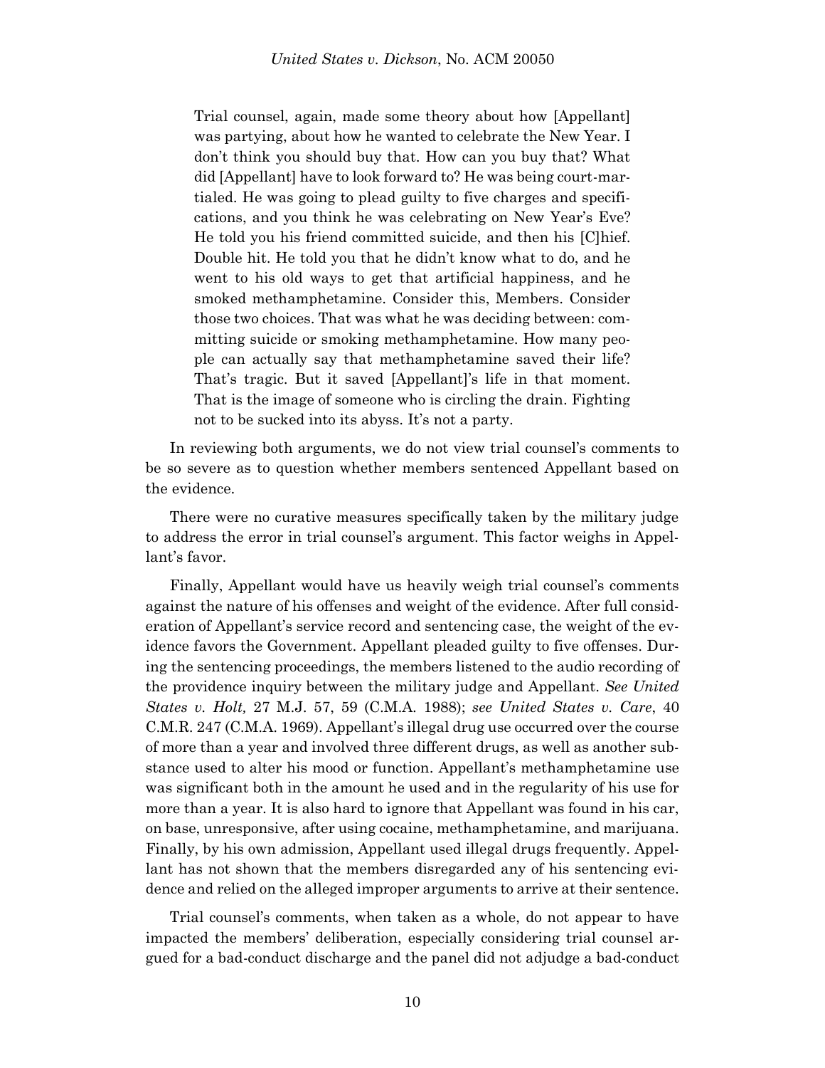> Trial counsel, again, made some theory about how [Appellant] was partying, about how he wanted to celebrate the New Year. I don't think you should buy that. How can you buy that? What did [Appellant] have to look forward to? He was being court-martialed. He was going to plead guilty to five charges and specifications, and you think he was celebrating on New Year's Eve? He told you his friend committed suicide, and then his [C]hief. Double hit. He told you that he didn't know what to do, and he went to his old ways to get that artificial happiness, and he smoked methamphetamine. Consider this, Members. Consider those two choices. That was what he was deciding between: committing suicide or smoking methamphetamine. How many people can actually say that methamphetamine saved their life? That's tragic. But it saved [Appellant]'s life in that moment. That is the image of someone who is circling the drain. Fighting not to be sucked into its abyss. It's not a party.

In reviewing both arguments, we do not view trial counsel's comments to be so severe as to question whether members sentenced Appellant based on the evidence.

There were no curative measures specifically taken by the military judge to address the error in trial counsel's argument. This factor weighs in Appellant's favor.

Finally, Appellant would have us heavily weigh trial counsel's comments against the nature of his offenses and weight of the evidence. After full consideration of Appellant's service record and sentencing case, the weight of the evidence favors the Government. Appellant pleaded guilty to five offenses. During the sentencing proceedings, the members listened to the audio recording of the providence inquiry between the military judge and Appellant. *See United States v. Holt,* 27 M.J. 57, 59 (C.M.A. 1988); *see United States v. Care*, 40 C.M.R. 247 (C.M.A. 1969). Appellant's illegal drug use occurred over the course of more than a year and involved three different drugs, as well as another substance used to alter his mood or function. Appellant's methamphetamine use was significant both in the amount he used and in the regularity of his use for more than a year. It is also hard to ignore that Appellant was found in his car, on base, unresponsive, after using cocaine, methamphetamine, and marijuana. Finally, by his own admission, Appellant used illegal drugs frequently. Appellant has not shown that the members disregarded any of his sentencing evidence and relied on the alleged improper arguments to arrive at their sentence.

Trial counsel's comments, when taken as a whole, do not appear to have impacted the members' deliberation, especially considering trial counsel argued for a bad-conduct discharge and the panel did not adjudge a bad-conduct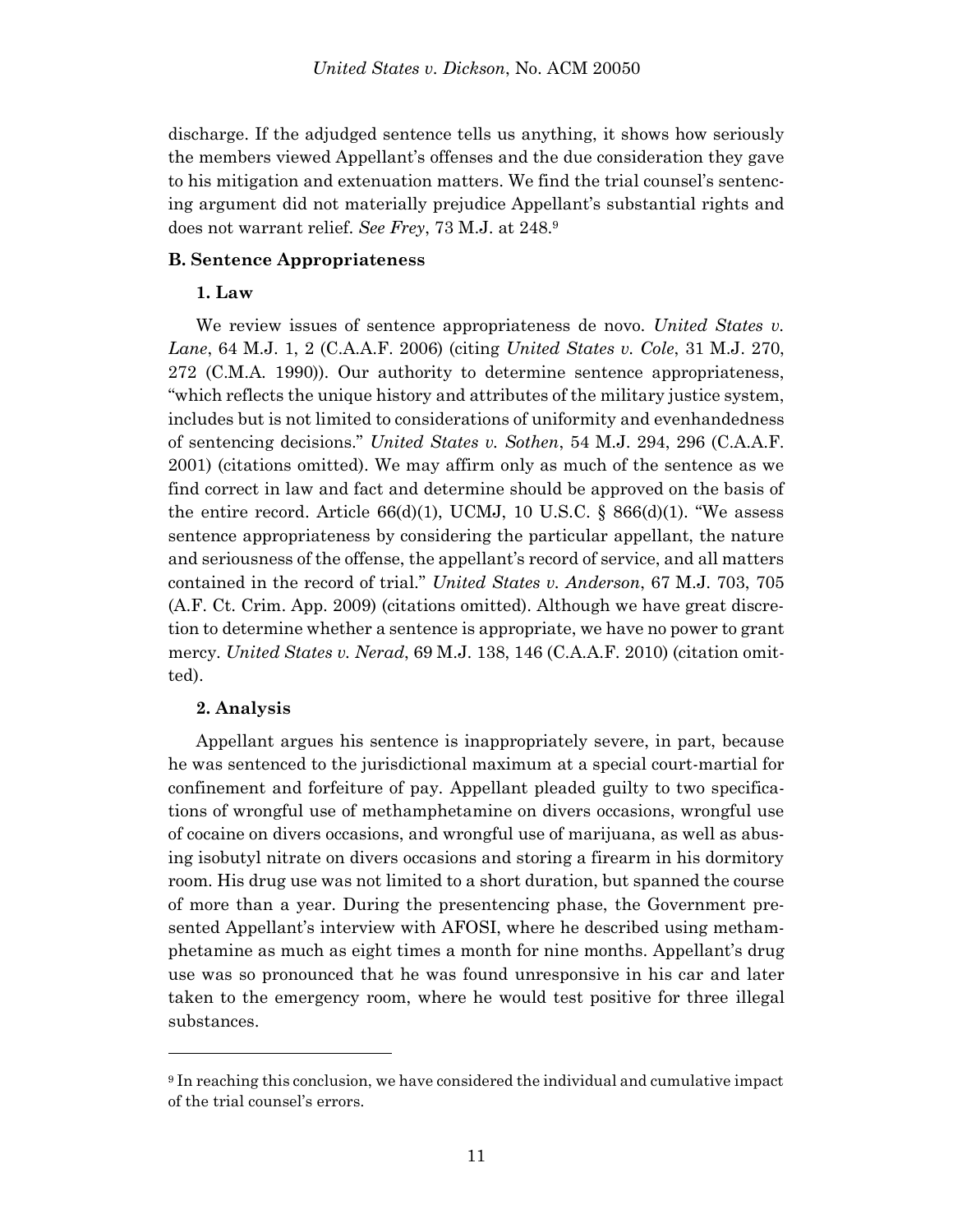discharge. If the adjudged sentence tells us anything, it shows how seriously the members viewed Appellant's offenses and the due consideration they gave to his mitigation and extenuation matters. We find the trial counsel's sentencing argument did not materially prejudice Appellant's substantial rights and does not warrant relief. *See Frey*, 73 M.J. at 248.[9]

**B. Sentence Appropriateness**

**1. Law**

We review issues of sentence appropriateness de novo. *United States v. Lane*, 64 M.J. 1, 2 (C.A.A.F. 2006) (citing *United States v. Cole*, 31 M.J. 270, 272 (C.M.A. 1990)). Our authority to determine sentence appropriateness, "which reflects the unique history and attributes of the military justice system, includes but is not limited to considerations of uniformity and evenhandedness of sentencing decisions." *United States v. Sothen*, 54 M.J. 294, 296 (C.A.A.F. 2001) (citations omitted). We may affirm only as much of the sentence as we find correct in law and fact and determine should be approved on the basis of the entire record. Article 66(d)(1), UCMJ, 10 U.S.C. § 866(d)(1). "We assess sentence appropriateness by considering the particular appellant, the nature and seriousness of the offense, the appellant's record of service, and all matters contained in the record of trial." *United States v. Anderson*, 67 M.J. 703, 705 (A.F. Ct. Crim. App. 2009) (citations omitted). Although we have great discretion to determine whether a sentence is appropriate, we have no power to grant mercy. *United States v. Nerad*, 69 M.J. 138, 146 (C.A.A.F. 2010) (citation omitted).

**2. Analysis**

Appellant argues his sentence is inappropriately severe, in part, because he was sentenced to the jurisdictional maximum at a special court-martial for confinement and forfeiture of pay. Appellant pleaded guilty to two specifications of wrongful use of methamphetamine on divers occasions, wrongful use of cocaine on divers occasions, and wrongful use of marijuana, as well as abusing isobutyl nitrate on divers occasions and storing a firearm in his dormitory room. His drug use was not limited to a short duration, but spanned the course of more than a year. During the presentencing phase, the Government presented Appellant's interview with AFOSI, where he described using methamphetamine as much as eight times a month for nine months. Appellant's drug use was so pronounced that he was found unresponsive in his car and later taken to the emergency room, where he would test positive for three illegal substances.

---

[9] In reaching this conclusion, we have considered the individual and cumulative impact of the trial counsel's errors.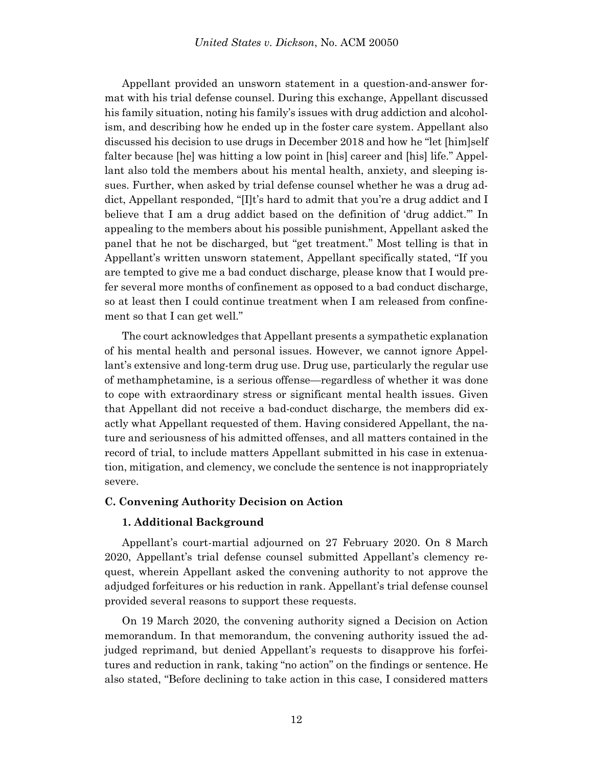Appellant provided an unsworn statement in a question-and-answer format with his trial defense counsel. During this exchange, Appellant discussed his family situation, noting his family's issues with drug addiction and alcoholism, and describing how he ended up in the foster care system. Appellant also discussed his decision to use drugs in December 2018 and how he "let [him]self falter because [he] was hitting a low point in [his] career and [his] life." Appellant also told the members about his mental health, anxiety, and sleeping issues. Further, when asked by trial defense counsel whether he was a drug addict, Appellant responded, "[I]t's hard to admit that you're a drug addict and I believe that I am a drug addict based on the definition of 'drug addict.'" In appealing to the members about his possible punishment, Appellant asked the panel that he not be discharged, but "get treatment." Most telling is that in Appellant's written unsworn statement, Appellant specifically stated, "If you are tempted to give me a bad conduct discharge, please know that I would prefer several more months of confinement as opposed to a bad conduct discharge, so at least then I could continue treatment when I am released from confinement so that I can get well."

The court acknowledges that Appellant presents a sympathetic explanation of his mental health and personal issues. However, we cannot ignore Appellant's extensive and long-term drug use. Drug use, particularly the regular use of methamphetamine, is a serious offense—regardless of whether it was done to cope with extraordinary stress or significant mental health issues. Given that Appellant did not receive a bad-conduct discharge, the members did exactly what Appellant requested of them. Having considered Appellant, the nature and seriousness of his admitted offenses, and all matters contained in the record of trial, to include matters Appellant submitted in his case in extenuation, mitigation, and clemency, we conclude the sentence is not inappropriately severe.

### C. Convening Authority Decision on Action

#### 1. Additional Background

Appellant's court-martial adjourned on 27 February 2020. On 8 March 2020, Appellant's trial defense counsel submitted Appellant's clemency request, wherein Appellant asked the convening authority to not approve the adjudged forfeitures or his reduction in rank. Appellant's trial defense counsel provided several reasons to support these requests.

On 19 March 2020, the convening authority signed a Decision on Action memorandum. In that memorandum, the convening authority issued the adjudged reprimand, but denied Appellant's requests to disapprove his forfeitures and reduction in rank, taking "no action" on the findings or sentence. He also stated, "Before declining to take action in this case, I considered matters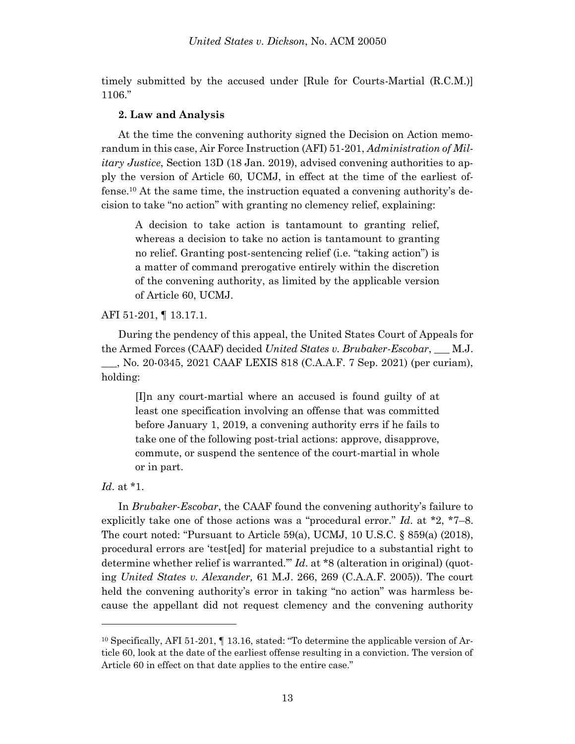timely submitted by the accused under [Rule for Courts-Martial (R.C.M.)] 1106."

**2. Law and Analysis**

At the time the convening authority signed the Decision on Action memorandum in this case, Air Force Instruction (AFI) 51-201, *Administration of Military Justice*, Section 13D (18 Jan. 2019), advised convening authorities to apply the version of Article 60, UCMJ, in effect at the time of the earliest offense.[10] At the same time, the instruction equated a convening authority's decision to take "no action" with granting no clemency relief, explaining:

> A decision to take action is tantamount to granting relief, whereas a decision to take no action is tantamount to granting no relief. Granting post-sentencing relief (i.e. "taking action") is a matter of command prerogative entirely within the discretion of the convening authority, as limited by the applicable version of Article 60, UCMJ.

AFI 51-201, ¶ 13.17.1.

During the pendency of this appeal, the United States Court of Appeals for the Armed Forces (CAAF) decided *United States v. Brubaker-Escobar*, ___ M.J. ___, No. 20-0345, 2021 CAAF LEXIS 818 (C.A.A.F. 7 Sep. 2021) (per curiam), holding:

> [I]n any court-martial where an accused is found guilty of at least one specification involving an offense that was committed before January 1, 2019, a convening authority errs if he fails to take one of the following post-trial actions: approve, disapprove, commute, or suspend the sentence of the court-martial in whole or in part.

*Id*. at *1.

In *Brubaker-Escobar*, the CAAF found the convening authority's failure to explicitly take one of those actions was a "procedural error." *Id*. at *2, *7–8. The court noted: "Pursuant to Article 59(a), UCMJ, 10 U.S.C. § 859(a) (2018), procedural errors are 'test[ed] for material prejudice to a substantial right to determine whether relief is warranted.'" *Id*. at *8 (alteration in original) (quoting *United States v. Alexander,* 61 M.J. 266, 269 (C.A.A.F. 2005)). The court held the convening authority's error in taking "no action" was harmless because the appellant did not request clemency and the convening authority

---

[10] Specifically, AFI 51-201, ¶ 13.16, stated: "To determine the applicable version of Article 60, look at the date of the earliest offense resulting in a conviction. The version of Article 60 in effect on that date applies to the entire case."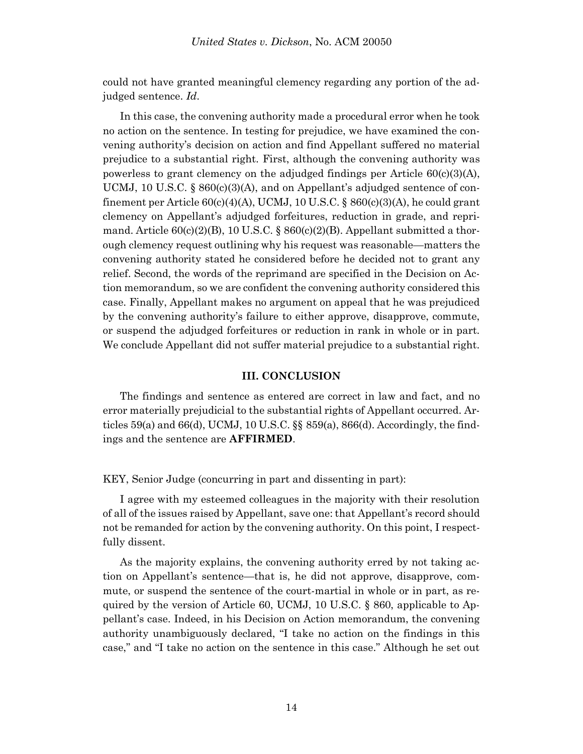could not have granted meaningful clemency regarding any portion of the adjudged sentence. *Id*.

In this case, the convening authority made a procedural error when he took no action on the sentence. In testing for prejudice, we have examined the convening authority's decision on action and find Appellant suffered no material prejudice to a substantial right. First, although the convening authority was powerless to grant clemency on the adjudged findings per Article 60(c)(3)(A), UCMJ, 10 U.S.C. § 860(c)(3)(A), and on Appellant's adjudged sentence of confinement per Article 60(c)(4)(A), UCMJ, 10 U.S.C. § 860(c)(3)(A), he could grant clemency on Appellant's adjudged forfeitures, reduction in grade, and reprimand. Article 60(c)(2)(B), 10 U.S.C. § 860(c)(2)(B). Appellant submitted a thorough clemency request outlining why his request was reasonable—matters the convening authority stated he considered before he decided not to grant any relief. Second, the words of the reprimand are specified in the Decision on Action memorandum, so we are confident the convening authority considered this case. Finally, Appellant makes no argument on appeal that he was prejudiced by the convening authority's failure to either approve, disapprove, commute, or suspend the adjudged forfeitures or reduction in rank in whole or in part. We conclude Appellant did not suffer material prejudice to a substantial right.

## III. CONCLUSION

The findings and sentence as entered are correct in law and fact, and no error materially prejudicial to the substantial rights of Appellant occurred. Articles 59(a) and 66(d), UCMJ, 10 U.S.C. §§ 859(a), 866(d). Accordingly, the findings and the sentence are **AFFIRMED**.

KEY, Senior Judge (concurring in part and dissenting in part):

I agree with my esteemed colleagues in the majority with their resolution of all of the issues raised by Appellant, save one: that Appellant's record should not be remanded for action by the convening authority. On this point, I respectfully dissent.

As the majority explains, the convening authority erred by not taking action on Appellant's sentence—that is, he did not approve, disapprove, commute, or suspend the sentence of the court-martial in whole or in part, as required by the version of Article 60, UCMJ, 10 U.S.C. § 860, applicable to Appellant's case. Indeed, in his Decision on Action memorandum, the convening authority unambiguously declared, "I take no action on the findings in this case," and "I take no action on the sentence in this case." Although he set out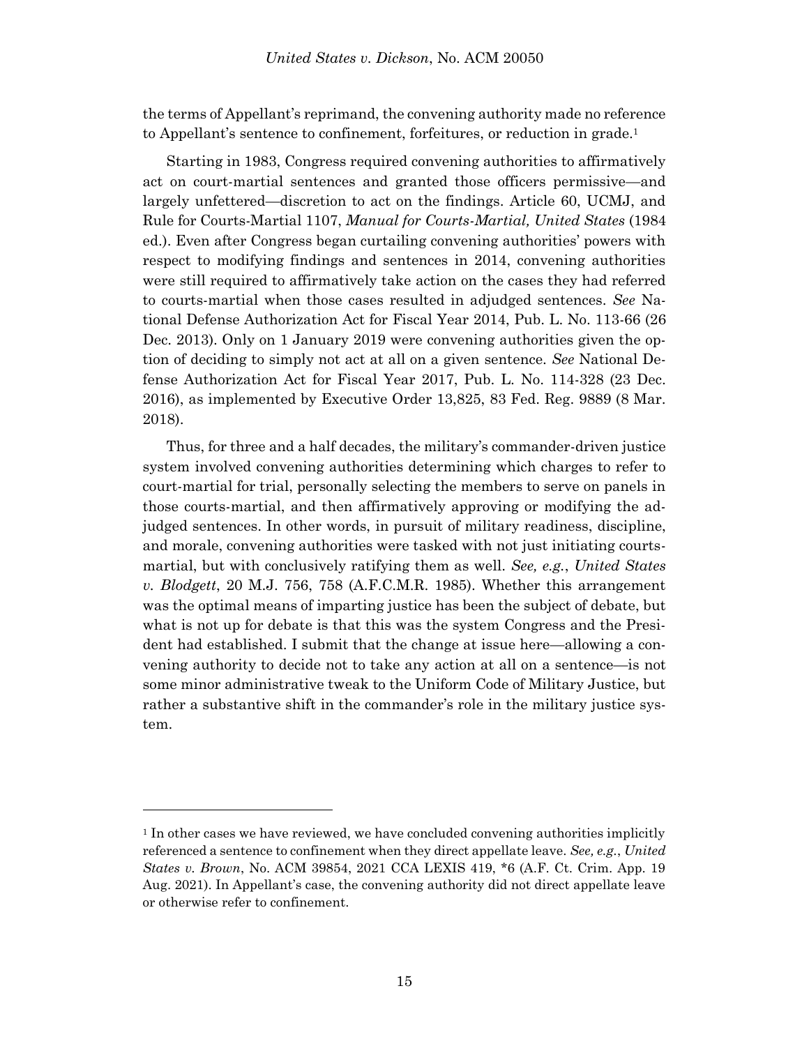the terms of Appellant's reprimand, the convening authority made no reference to Appellant's sentence to confinement, forfeitures, or reduction in grade.[1]

Starting in 1983, Congress required convening authorities to affirmatively act on court-martial sentences and granted those officers permissive—and largely unfettered—discretion to act on the findings. Article 60, UCMJ, and Rule for Courts-Martial 1107, *Manual for Courts-Martial, United States* (1984 ed.). Even after Congress began curtailing convening authorities' powers with respect to modifying findings and sentences in 2014, convening authorities were still required to affirmatively take action on the cases they had referred to courts-martial when those cases resulted in adjudged sentences. *See* National Defense Authorization Act for Fiscal Year 2014, Pub. L. No. 113-66 (26 Dec. 2013). Only on 1 January 2019 were convening authorities given the option of deciding to simply not act at all on a given sentence. *See* National Defense Authorization Act for Fiscal Year 2017, Pub. L. No. 114-328 (23 Dec. 2016), as implemented by Executive Order 13,825, 83 Fed. Reg. 9889 (8 Mar. 2018).

Thus, for three and a half decades, the military's commander-driven justice system involved convening authorities determining which charges to refer to court-martial for trial, personally selecting the members to serve on panels in those courts-martial, and then affirmatively approving or modifying the adjudged sentences. In other words, in pursuit of military readiness, discipline, and morale, convening authorities were tasked with not just initiating courts-martial, but with conclusively ratifying them as well. *See, e.g.*, *United States v. Blodgett*, 20 M.J. 756, 758 (A.F.C.M.R. 1985). Whether this arrangement was the optimal means of imparting justice has been the subject of debate, but what is not up for debate is that this was the system Congress and the President had established. I submit that the change at issue here—allowing a convening authority to decide not to take any action at all on a sentence—is not some minor administrative tweak to the Uniform Code of Military Justice, but rather a substantive shift in the commander's role in the military justice system.

---

[1] In other cases we have reviewed, we have concluded convening authorities implicitly referenced a sentence to confinement when they direct appellate leave. *See, e.g.*, *United States v. Brown*, No. ACM 39854, 2021 CCA LEXIS 419, *6 (A.F. Ct. Crim. App. 19 Aug. 2021). In Appellant's case, the convening authority did not direct appellate leave or otherwise refer to confinement.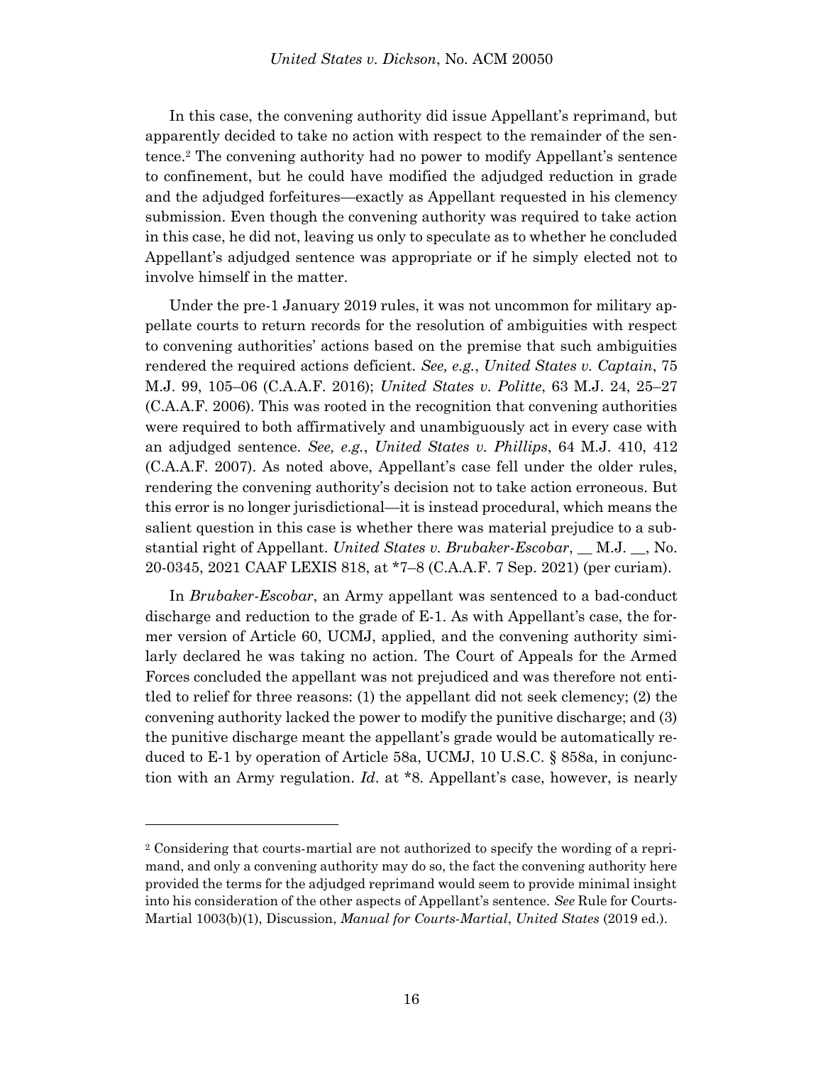In this case, the convening authority did issue Appellant's reprimand, but apparently decided to take no action with respect to the remainder of the sentence.[2] The convening authority had no power to modify Appellant's sentence to confinement, but he could have modified the adjudged reduction in grade and the adjudged forfeitures—exactly as Appellant requested in his clemency submission. Even though the convening authority was required to take action in this case, he did not, leaving us only to speculate as to whether he concluded Appellant's adjudged sentence was appropriate or if he simply elected not to involve himself in the matter.

Under the pre-1 January 2019 rules, it was not uncommon for military appellate courts to return records for the resolution of ambiguities with respect to convening authorities' actions based on the premise that such ambiguities rendered the required actions deficient. *See, e.g.*, *United States v. Captain*, 75 M.J. 99, 105–06 (C.A.A.F. 2016); *United States v. Politte*, 63 M.J. 24, 25–27 (C.A.A.F. 2006). This was rooted in the recognition that convening authorities were required to both affirmatively and unambiguously act in every case with an adjudged sentence. *See, e.g.*, *United States v. Phillips*, 64 M.J. 410, 412 (C.A.A.F. 2007). As noted above, Appellant's case fell under the older rules, rendering the convening authority's decision not to take action erroneous. But this error is no longer jurisdictional—it is instead procedural, which means the salient question in this case is whether there was material prejudice to a substantial right of Appellant. *United States v. Brubaker-Escobar*, __ M.J. __, No. 20-0345, 2021 CAAF LEXIS 818, at *7–8 (C.A.A.F. 7 Sep. 2021) (per curiam).

In *Brubaker-Escobar*, an Army appellant was sentenced to a bad-conduct discharge and reduction to the grade of E-1. As with Appellant's case, the former version of Article 60, UCMJ, applied, and the convening authority similarly declared he was taking no action. The Court of Appeals for the Armed Forces concluded the appellant was not prejudiced and was therefore not entitled to relief for three reasons: (1) the appellant did not seek clemency; (2) the convening authority lacked the power to modify the punitive discharge; and (3) the punitive discharge meant the appellant's grade would be automatically reduced to E-1 by operation of Article 58a, UCMJ, 10 U.S.C. § 858a, in conjunction with an Army regulation. *Id*. at *8. Appellant's case, however, is nearly

---

[2] Considering that courts-martial are not authorized to specify the wording of a reprimand, and only a convening authority may do so, the fact the convening authority here provided the terms for the adjudged reprimand would seem to provide minimal insight into his consideration of the other aspects of Appellant's sentence. *See* Rule for Courts-Martial 1003(b)(1), Discussion, *Manual for Courts-Martial*, *United States* (2019 ed.).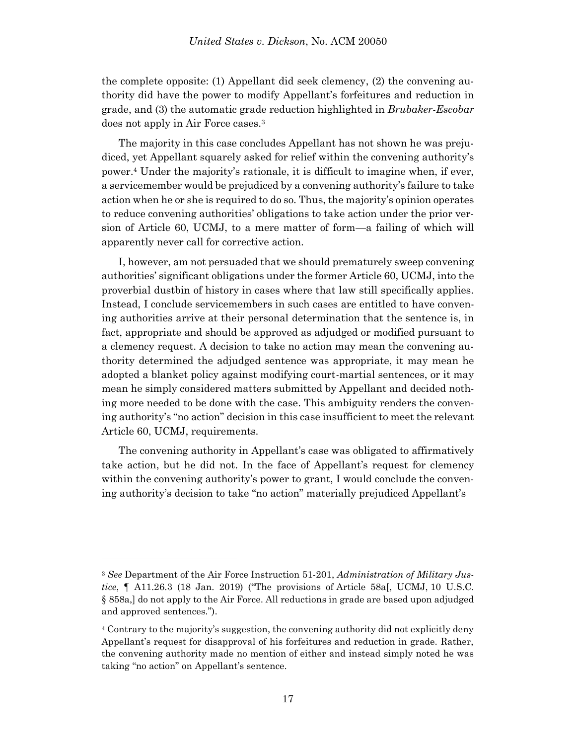the complete opposite: (1) Appellant did seek clemency, (2) the convening authority did have the power to modify Appellant's forfeitures and reduction in grade, and (3) the automatic grade reduction highlighted in *Brubaker-Escobar* does not apply in Air Force cases.[3]

The majority in this case concludes Appellant has not shown he was prejudiced, yet Appellant squarely asked for relief within the convening authority's power.[4] Under the majority's rationale, it is difficult to imagine when, if ever, a servicemember would be prejudiced by a convening authority's failure to take action when he or she is required to do so. Thus, the majority's opinion operates to reduce convening authorities' obligations to take action under the prior version of Article 60, UCMJ, to a mere matter of form—a failing of which will apparently never call for corrective action.

I, however, am not persuaded that we should prematurely sweep convening authorities' significant obligations under the former Article 60, UCMJ, into the proverbial dustbin of history in cases where that law still specifically applies. Instead, I conclude servicemembers in such cases are entitled to have convening authorities arrive at their personal determination that the sentence is, in fact, appropriate and should be approved as adjudged or modified pursuant to a clemency request. A decision to take no action may mean the convening authority determined the adjudged sentence was appropriate, it may mean he adopted a blanket policy against modifying court-martial sentences, or it may mean he simply considered matters submitted by Appellant and decided nothing more needed to be done with the case. This ambiguity renders the convening authority's "no action" decision in this case insufficient to meet the relevant Article 60, UCMJ, requirements.

The convening authority in Appellant's case was obligated to affirmatively take action, but he did not. In the face of Appellant's request for clemency within the convening authority's power to grant, I would conclude the convening authority's decision to take "no action" materially prejudiced Appellant's

---

[3] *See* Department of the Air Force Instruction 51-201, *Administration of Military Justice*, ¶ A11.26.3 (18 Jan. 2019) ("The provisions of Article 58a[, UCMJ, 10 U.S.C. § 858a,] do not apply to the Air Force. All reductions in grade are based upon adjudged and approved sentences.").

[4] Contrary to the majority's suggestion, the convening authority did not explicitly deny Appellant's request for disapproval of his forfeitures and reduction in grade. Rather, the convening authority made no mention of either and instead simply noted he was taking "no action" on Appellant's sentence.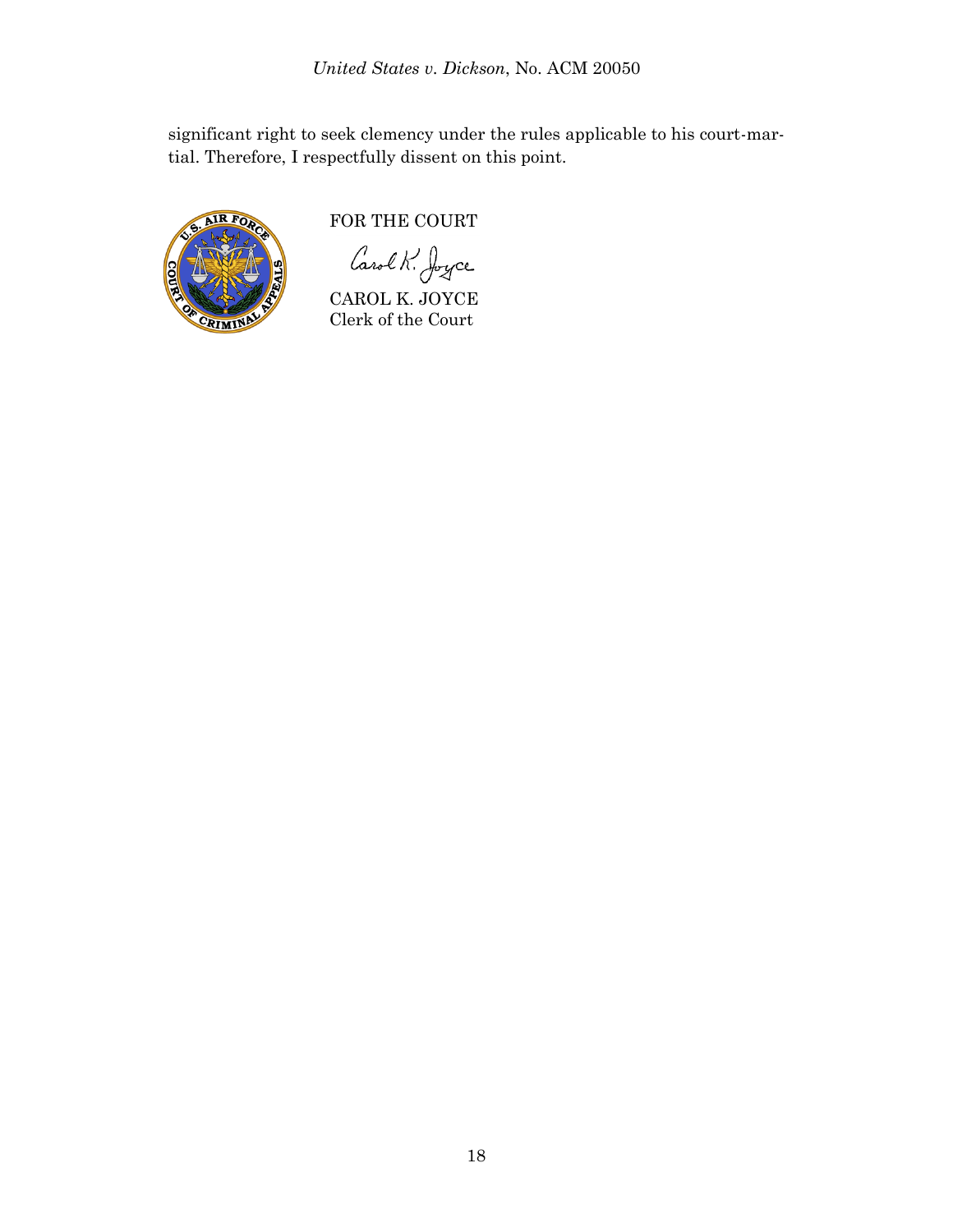significant right to seek clemency under the rules applicable to his court-martial. Therefore, I respectfully dissent on this point.

FOR THE COURT

CAROL K. JOYCE
Clerk of the Court